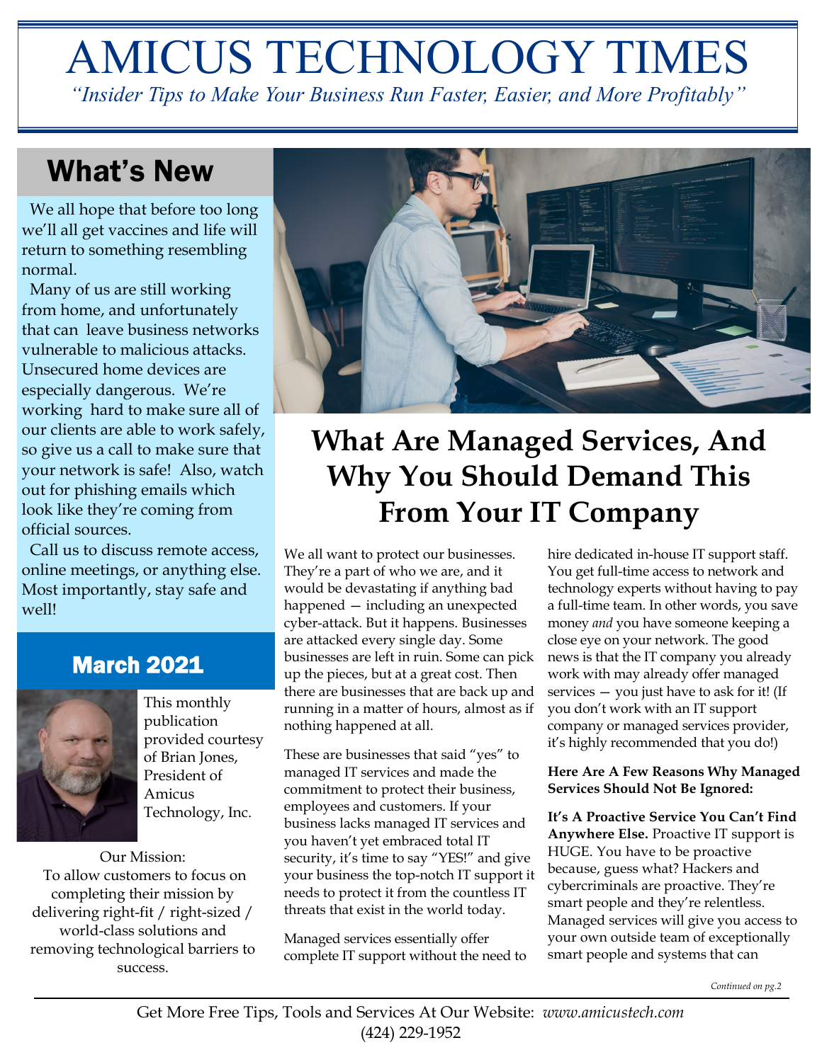# AMICUS TECHNOLOGY TIMES

*"Insider Tips to Make Your Business Run Faster, Easier, and More Profitably"*

## What's New

We all hope that before too long we'll all get vaccines and life will return to something resembling normal.

Many of us are still working from home, and unfortunately that can leave business networks vulnerable to malicious attacks. Unsecured home devices are especially dangerous. We're working hard to make sure all of our clients are able to work safely, so give us a call to make sure that your network is safe! Also, watch out for phishing emails which look like they're coming from official sources.

Call us to discuss remote access, online meetings, or anything else. Most importantly, stay safe and well!

## March 2021

This monthly publication provided courtesy of Brian Jones, President of Amicus Technology, Inc.

Our Mission:
To allow customers to focus on completing their mission by delivering right-fit / right-sized / world-class solutions and removing technological barriers to success.

# What Are Managed Services, And Why You Should Demand This From Your IT Company

We all want to protect our businesses. They're a part of who we are, and it would be devastating if anything bad happened — including an unexpected cyber-attack. But it happens. Businesses are attacked every single day. Some businesses are left in ruin. Some can pick up the pieces, but at a great cost. Then there are businesses that are back up and running in a matter of hours, almost as if nothing happened at all.

These are businesses that said "yes" to managed IT services and made the commitment to protect their business, employees and customers. If your business lacks managed IT services and you haven't yet embraced total IT security, it's time to say "YES!" and give your business the top-notch IT support it needs to protect it from the countless IT threats that exist in the world today.

Managed services essentially offer complete IT support without the need to hire dedicated in-house IT support staff. You get full-time access to network and technology experts without having to pay a full-time team. In other words, you save money *and* you have someone keeping a close eye on your network. The good news is that the IT company you already work with may already offer managed services — you just have to ask for it! (If you don't work with an IT support company or managed services provider, it's highly recommended that you do!)

**Here Are A Few Reasons Why Managed Services Should Not Be Ignored:**

**It's A Proactive Service You Can't Find Anywhere Else.** Proactive IT support is HUGE. You have to be proactive because, guess what? Hackers and cybercriminals are proactive. They're smart people and they're relentless. Managed services will give you access to your own outside team of exceptionally smart people and systems that can

*Continued on pg.2*

Get More Free Tips, Tools and Services At Our Website: *www.amicustech.com*
(424) 229-1952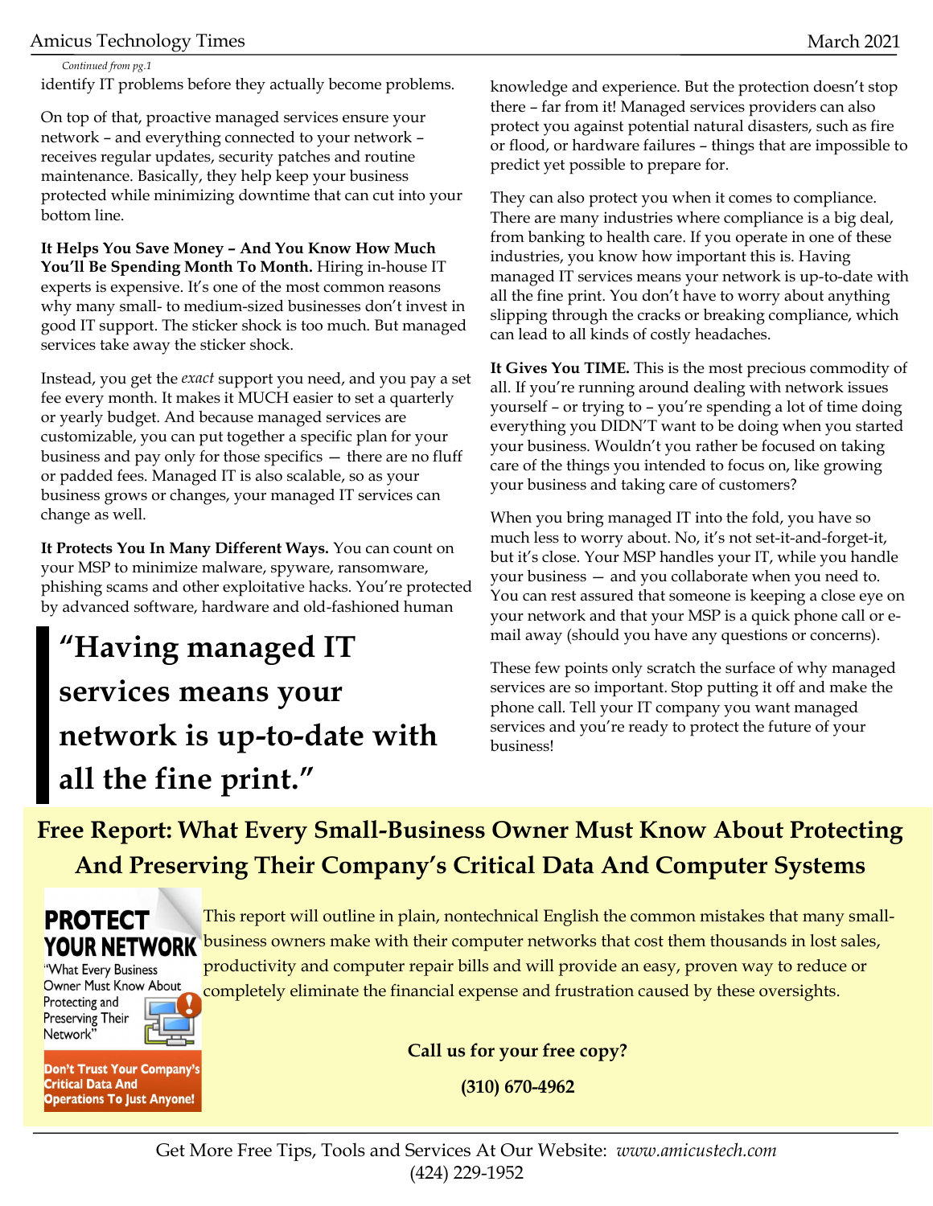*Continued from pg.1*

identify IT problems before they actually become problems.

On top of that, proactive managed services ensure your network – and everything connected to your network – receives regular updates, security patches and routine maintenance. Basically, they help keep your business protected while minimizing downtime that can cut into your bottom line.

**It Helps You Save Money – And You Know How Much You'll Be Spending Month To Month.** Hiring in-house IT experts is expensive. It's one of the most common reasons why many small- to medium-sized businesses don't invest in good IT support. The sticker shock is too much. But managed services take away the sticker shock.

Instead, you get the *exact* support you need, and you pay a set fee every month. It makes it MUCH easier to set a quarterly or yearly budget. And because managed services are customizable, you can put together a specific plan for your business and pay only for those specifics — there are no fluff or padded fees. Managed IT is also scalable, so as your business grows or changes, your managed IT services can change as well.

**It Protects You In Many Different Ways.** You can count on your MSP to minimize malware, spyware, ransomware, phishing scams and other exploitative hacks. You're protected by advanced software, hardware and old-fashioned human knowledge and experience. But the protection doesn't stop there – far from it! Managed services providers can also protect you against potential natural disasters, such as fire or flood, or hardware failures – things that are impossible to predict yet possible to prepare for.

> **"Having managed IT services means your network is up-to-date with all the fine print."**

They can also protect you when it comes to compliance. There are many industries where compliance is a big deal, from banking to health care. If you operate in one of these industries, you know how important this is. Having managed IT services means your network is up-to-date with all the fine print. You don't have to worry about anything slipping through the cracks or breaking compliance, which can lead to all kinds of costly headaches.

**It Gives You TIME.** This is the most precious commodity of all. If you're running around dealing with network issues yourself – or trying to – you're spending a lot of time doing everything you DIDN'T want to be doing when you started your business. Wouldn't you rather be focused on taking care of the things you intended to focus on, like growing your business and taking care of customers?

When you bring managed IT into the fold, you have so much less to worry about. No, it's not set-it-and-forget-it, but it's close. Your MSP handles your IT, while you handle your business — and you collaborate when you need to. You can rest assured that someone is keeping a close eye on your network and that your MSP is a quick phone call or e-mail away (should you have any questions or concerns).

These few points only scratch the surface of why managed services are so important. Stop putting it off and make the phone call. Tell your IT company you want managed services and you're ready to protect the future of your business!

## Free Report: What Every Small-Business Owner Must Know About Protecting And Preserving Their Company's Critical Data And Computer Systems

**PROTECT YOUR NETWORK**

"What Every Business Owner Must Know About Protecting and Preserving Their Network"

**Don't Trust Your Company's Critical Data And Operations To Just Anyone!**

This report will outline in plain, nontechnical English the common mistakes that many small-business owners make with their computer networks that cost them thousands in lost sales, productivity and computer repair bills and will provide an easy, proven way to reduce or completely eliminate the financial expense and frustration caused by these oversights.

**Call us for your free copy?**

**(310) 670-4962**

Get More Free Tips, Tools and Services At Our Website: *www.amicustech.com*
(424) 229-1952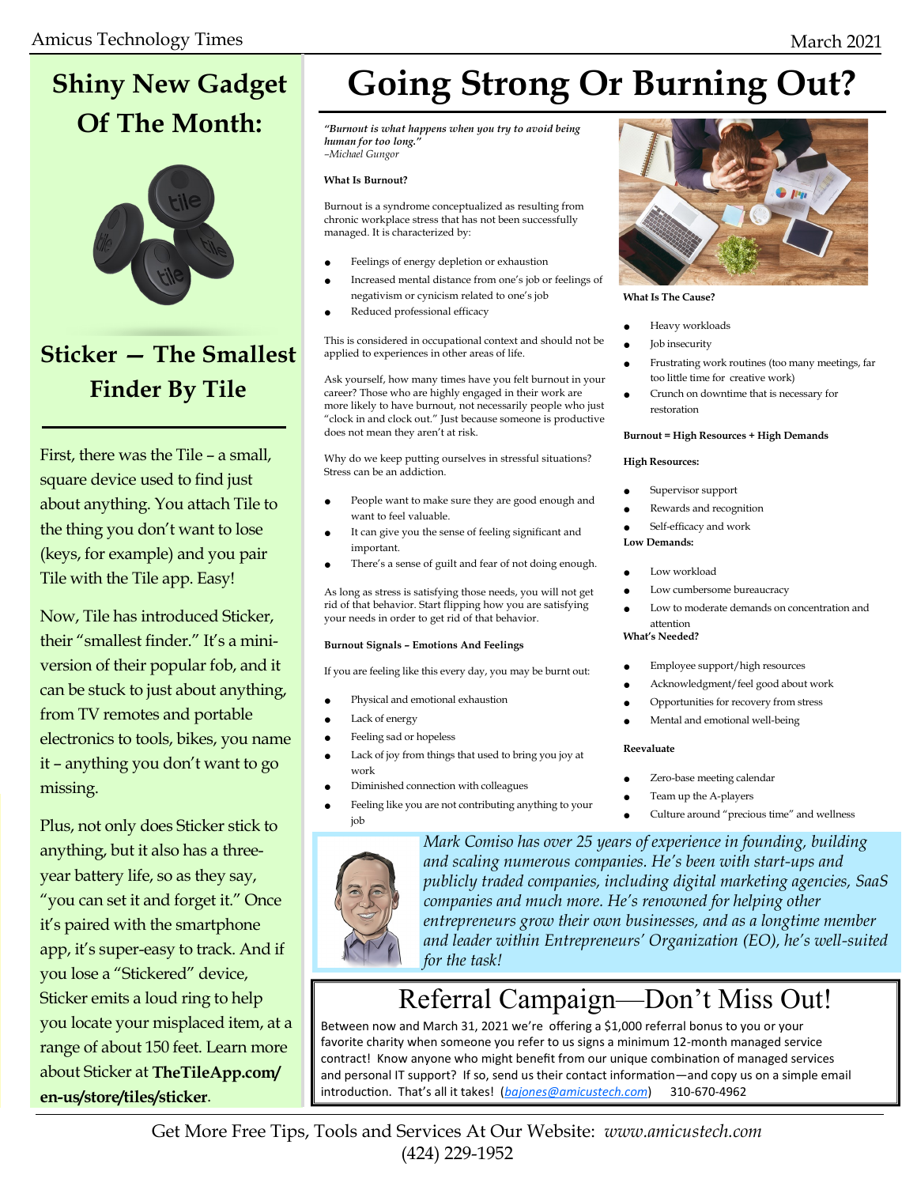## Shiny New Gadget Of The Month:

## Sticker — The Smallest Finder By Tile

First, there was the Tile – a small, square device used to find just about anything. You attach Tile to the thing you don't want to lose (keys, for example) and you pair Tile with the Tile app. Easy!

Now, Tile has introduced Sticker, their "smallest finder." It's a mini-version of their popular fob, and it can be stuck to just about anything, from TV remotes and portable electronics to tools, bikes, you name it – anything you don't want to go missing.

Plus, not only does Sticker stick to anything, but it also has a three-year battery life, so as they say, "you can set it and forget it." Once it's paired with the smartphone app, it's super-easy to track. And if you lose a "Stickered" device, Sticker emits a loud ring to help you locate your misplaced item, at a range of about 150 feet. Learn more about Sticker at **TheTileApp.com/en-us/store/tiles/sticker**.

# Going Strong Or Burning Out?

***"Burnout is what happens when you try to avoid being human for too long."***
*–Michael Gungor*

**What Is Burnout?**

Burnout is a syndrome conceptualized as resulting from chronic workplace stress that has not been successfully managed. It is characterized by:

- Feelings of energy depletion or exhaustion
- Increased mental distance from one's job or feelings of negativism or cynicism related to one's job
- Reduced professional efficacy

This is considered in occupational context and should not be applied to experiences in other areas of life.

Ask yourself, how many times have you felt burnout in your career? Those who are highly engaged in their work are more likely to have burnout, not necessarily people who just "clock in and clock out." Just because someone is productive does not mean they aren't at risk.

Why do we keep putting ourselves in stressful situations? Stress can be an addiction.

- People want to make sure they are good enough and want to feel valuable.
- It can give you the sense of feeling significant and important.
- There's a sense of guilt and fear of not doing enough.

As long as stress is satisfying those needs, you will not get rid of that behavior. Start flipping how you are satisfying your needs in order to get rid of that behavior.

**Burnout Signals – Emotions And Feelings**

If you are feeling like this every day, you may be burnt out:

- Physical and emotional exhaustion
- Lack of energy
- Feeling sad or hopeless
- Lack of joy from things that used to bring you joy at work
- Diminished connection with colleagues
- Feeling like you are not contributing anything to your job

**What Is The Cause?**

- Heavy workloads
- Job insecurity
- Frustrating work routines (too many meetings, far too little time for creative work)
- Crunch on downtime that is necessary for restoration

**Burnout = High Resources + High Demands**

**High Resources:**

- Supervisor support
- Rewards and recognition
- Self-efficacy and work

**Low Demands:**

- Low workload
- Low cumbersome bureaucracy
- Low to moderate demands on concentration and attention

**What's Needed?**

- Employee support/high resources
- Acknowledgment/feel good about work
- Opportunities for recovery from stress
- Mental and emotional well-being

**Reevaluate**

- Zero-base meeting calendar
- Team up the A-players
- Culture around "precious time" and wellness

*Mark Comiso has over 25 years of experience in founding, building and scaling numerous companies. He's been with start-ups and publicly traded companies, including digital marketing agencies, SaaS companies and much more. He's renowned for helping other entrepreneurs grow their own businesses, and as a longtime member and leader within Entrepreneurs' Organization (EO), he's well-suited for the task!*

## Referral Campaign—Don't Miss Out!

Between now and March 31, 2021 we're offering a $1,000 referral bonus to you or your favorite charity when someone you refer to us signs a minimum 12-month managed service contract! Know anyone who might benefit from our unique combination of managed services and personal IT support? If so, send us their contact information—and copy us on a simple email introduction. That's all it takes! (*bajones@amicustech.com*) 310-670-4962

Get More Free Tips, Tools and Services At Our Website: *www.amicustech.com*
(424) 229-1952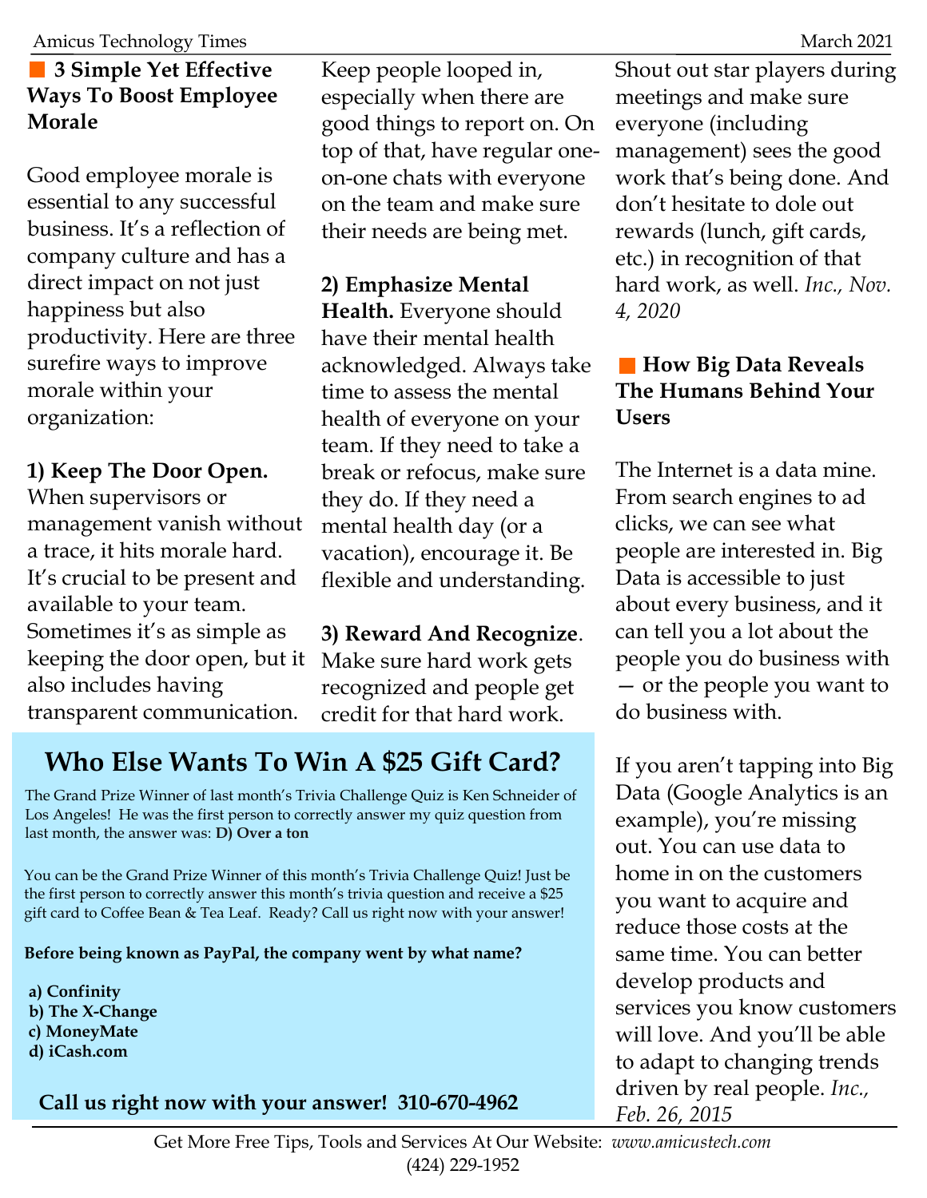## 3 Simple Yet Effective Ways To Boost Employee Morale

Good employee morale is essential to any successful business. It's a reflection of company culture and has a direct impact on not just happiness but also productivity. Here are three surefire ways to improve morale within your organization:

**1) Keep The Door Open.** When supervisors or management vanish without a trace, it hits morale hard. It's crucial to be present and available to your team. Sometimes it's as simple as keeping the door open, but it also includes having transparent communication. Keep people looped in, especially when there are good things to report on. On top of that, have regular one-on-one chats with everyone on the team and make sure their needs are being met.

**2) Emphasize Mental Health.** Everyone should have their mental health acknowledged. Always take time to assess the mental health of everyone on your team. If they need to take a break or refocus, make sure they do. If they need a mental health day (or a vacation), encourage it. Be flexible and understanding.

**3) Reward And Recognize**. Make sure hard work gets recognized and people get credit for that hard work. Shout out star players during meetings and make sure everyone (including management) sees the good work that's being done. And don't hesitate to dole out rewards (lunch, gift cards, etc.) in recognition of that hard work, as well. *Inc., Nov. 4, 2020*

## Who Else Wants To Win A $25 Gift Card?

The Grand Prize Winner of last month's Trivia Challenge Quiz is Ken Schneider of Los Angeles! He was the first person to correctly answer my quiz question from last month, the answer was: **D) Over a ton**

You can be the Grand Prize Winner of this month's Trivia Challenge Quiz! Just be the first person to correctly answer this month's trivia question and receive a $25 gift card to Coffee Bean & Tea Leaf. Ready? Call us right now with your answer!

**Before being known as PayPal, the company went by what name?**

**a) Confinity**
**b) The X-Change**
**c) MoneyMate**
**d) iCash.com**

**Call us right now with your answer! 310-670-4962**

## How Big Data Reveals The Humans Behind Your Users

The Internet is a data mine. From search engines to ad clicks, we can see what people are interested in. Big Data is accessible to just about every business, and it can tell you a lot about the people you do business with — or the people you want to do business with.

If you aren't tapping into Big Data (Google Analytics is an example), you're missing out. You can use data to home in on the customers you want to acquire and reduce those costs at the same time. You can better develop products and services you know customers will love. And you'll be able to adapt to changing trends driven by real people. *Inc., Feb. 26, 2015*